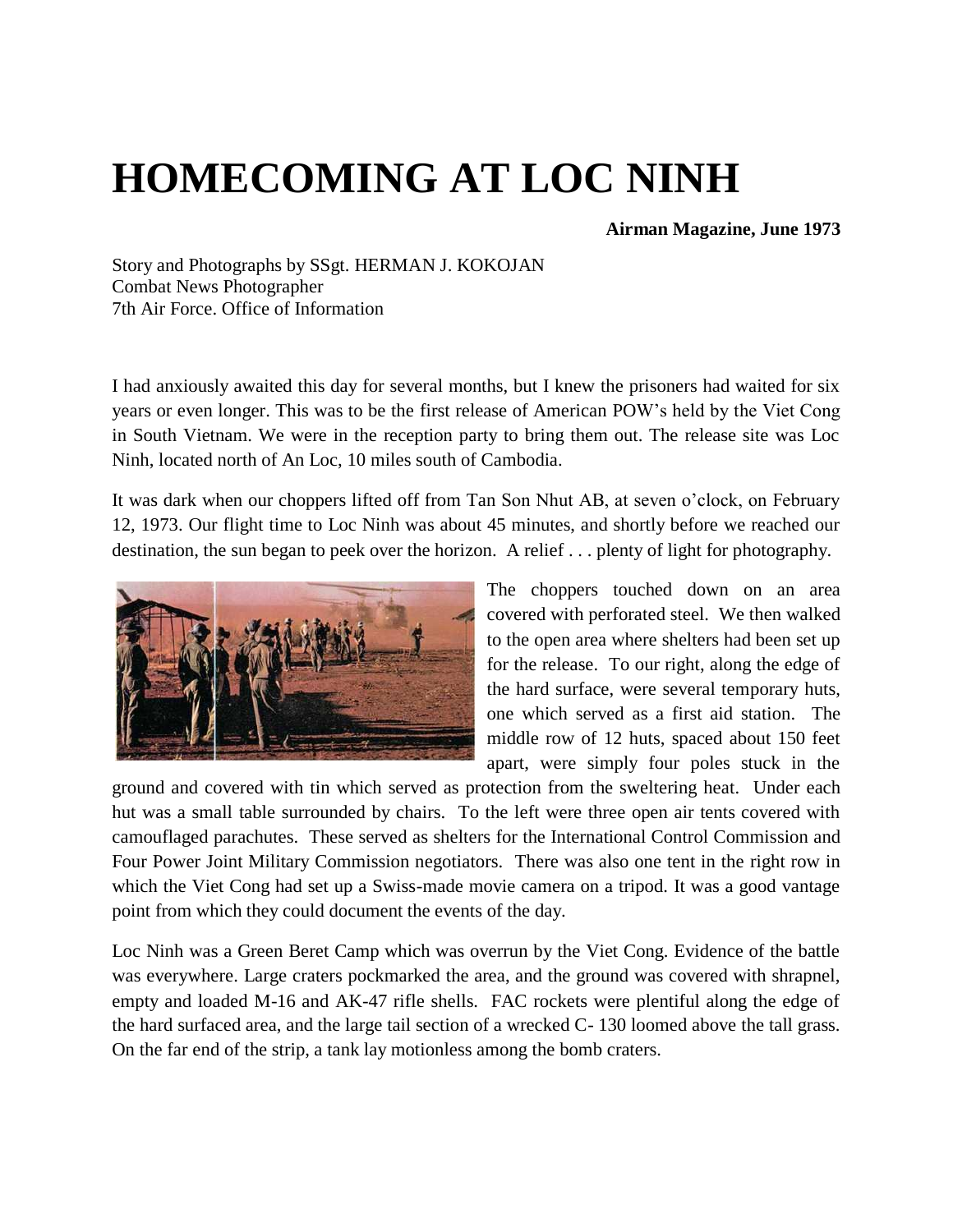# HOMECOMING AT LOC NINH

**Airman Magazine, June 1973**

Story and Photographs by SSgt. HERMAN J. KOKOJAN
Combat News Photographer
7th Air Force. Office of Information

I had anxiously awaited this day for several months, but I knew the prisoners had waited for six years or even longer. This was to be the first release of American POW's held by the Viet Cong in South Vietnam. We were in the reception party to bring them out. The release site was Loc Ninh, located north of An Loc, 10 miles south of Cambodia.

It was dark when our choppers lifted off from Tan Son Nhut AB, at seven o'clock, on February 12, 1973. Our flight time to Loc Ninh was about 45 minutes, and shortly before we reached our destination, the sun began to peek over the horizon. A relief . . . plenty of light for photography.

The choppers touched down on an area covered with perforated steel. We then walked to the open area where shelters had been set up for the release. To our right, along the edge of the hard surface, were several temporary huts, one which served as a first aid station. The middle row of 12 huts, spaced about 150 feet apart, were simply four poles stuck in the ground and covered with tin which served as protection from the sweltering heat. Under each hut was a small table surrounded by chairs. To the left were three open air tents covered with camouflaged parachutes. These served as shelters for the International Control Commission and Four Power Joint Military Commission negotiators. There was also one tent in the right row in which the Viet Cong had set up a Swiss-made movie camera on a tripod. It was a good vantage point from which they could document the events of the day.

Loc Ninh was a Green Beret Camp which was overrun by the Viet Cong. Evidence of the battle was everywhere. Large craters pockmarked the area, and the ground was covered with shrapnel, empty and loaded M-16 and AK-47 rifle shells. FAC rockets were plentiful along the edge of the hard surfaced area, and the large tail section of a wrecked C- 130 loomed above the tall grass. On the far end of the strip, a tank lay motionless among the bomb craters.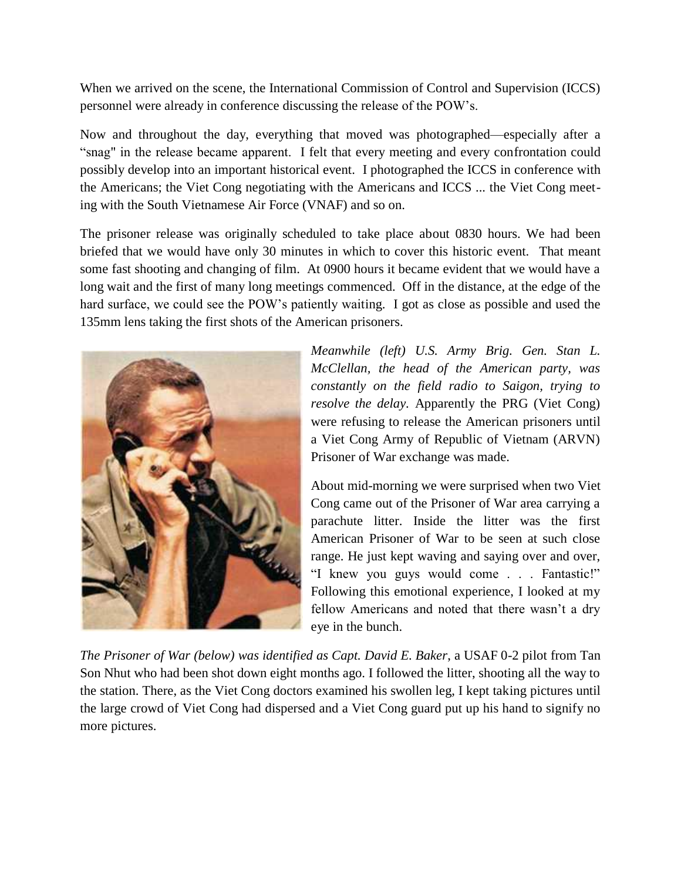When we arrived on the scene, the International Commission of Control and Supervision (ICCS) personnel were already in conference discussing the release of the POW's.

Now and throughout the day, everything that moved was photographed—especially after a "snag" in the release became apparent. I felt that every meeting and every confrontation could possibly develop into an important historical event. I photographed the ICCS in conference with the Americans; the Viet Cong negotiating with the Americans and ICCS ... the Viet Cong meeting with the South Vietnamese Air Force (VNAF) and so on.

The prisoner release was originally scheduled to take place about 0830 hours. We had been briefed that we would have only 30 minutes in which to cover this historic event. That meant some fast shooting and changing of film. At 0900 hours it became evident that we would have a long wait and the first of many long meetings commenced. Off in the distance, at the edge of the hard surface, we could see the POW's patiently waiting. I got as close as possible and used the 135mm lens taking the first shots of the American prisoners.

*Meanwhile (left) U.S. Army Brig. Gen. Stan L. McClellan, the head of the American party, was constantly on the field radio to Saigon, trying to resolve the delay.* Apparently the PRG (Viet Cong) were refusing to release the American prisoners until a Viet Cong Army of Republic of Vietnam (ARVN) Prisoner of War exchange was made.

About mid-morning we were surprised when two Viet Cong came out of the Prisoner of War area carrying a parachute litter. Inside the litter was the first American Prisoner of War to be seen at such close range. He just kept waving and saying over and over, "I knew you guys would come . . . Fantastic!" Following this emotional experience, I looked at my fellow Americans and noted that there wasn't a dry eye in the bunch.

*The Prisoner of War (below) was identified as Capt. David E. Baker*, a USAF 0-2 pilot from Tan Son Nhut who had been shot down eight months ago. I followed the litter, shooting all the way to the station. There, as the Viet Cong doctors examined his swollen leg, I kept taking pictures until the large crowd of Viet Cong had dispersed and a Viet Cong guard put up his hand to signify no more pictures.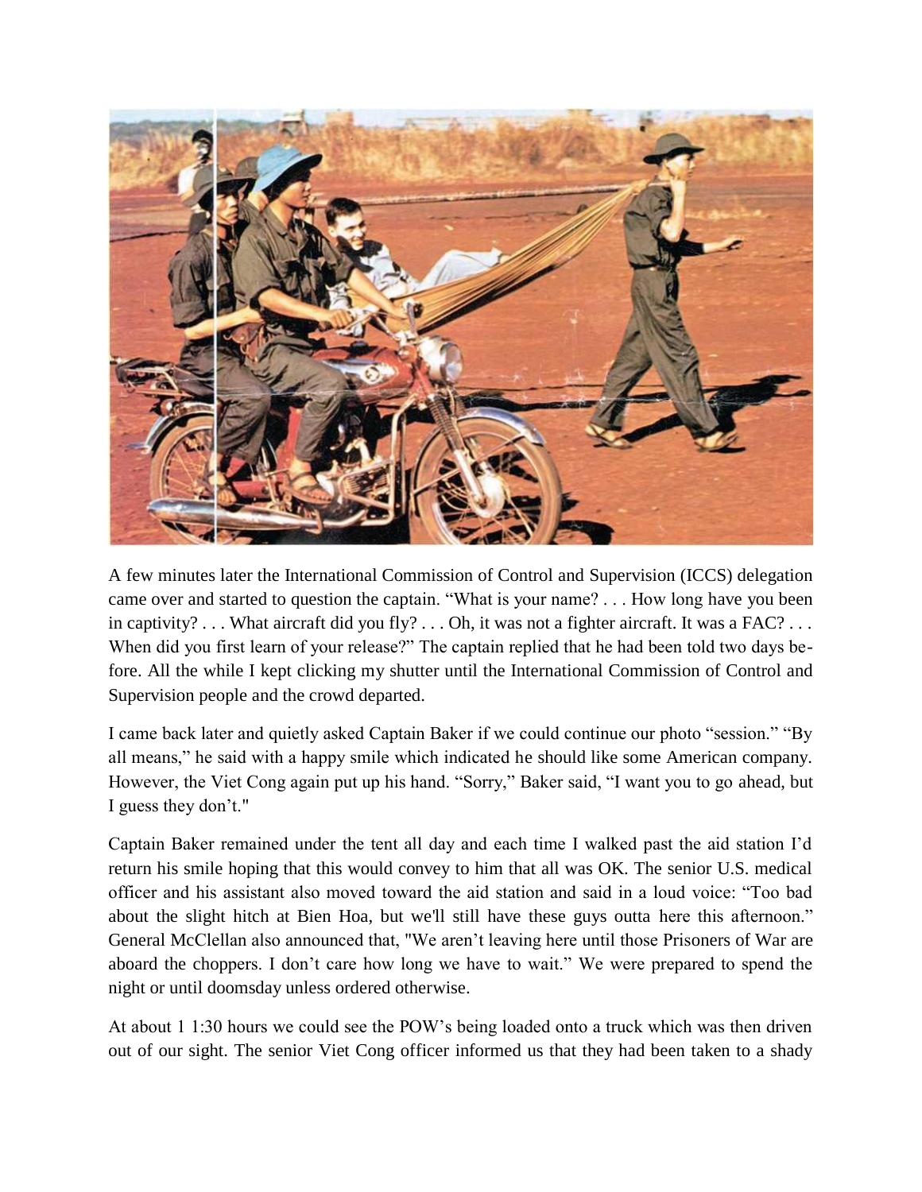A few minutes later the International Commission of Control and Supervision (ICCS) delegation came over and started to question the captain. “What is your name? . . . How long have you been in captivity? . . . What aircraft did you fly? . . . Oh, it was not a fighter aircraft. It was a FAC? . . . When did you first learn of your release?” The captain replied that he had been told two days before. All the while I kept clicking my shutter until the International Commission of Control and Supervision people and the crowd departed.

I came back later and quietly asked Captain Baker if we could continue our photo “session.” “By all means,” he said with a happy smile which indicated he should like some American company. However, the Viet Cong again put up his hand. “Sorry,” Baker said, “I want you to go ahead, but I guess they don’t."

Captain Baker remained under the tent all day and each time I walked past the aid station I’d return his smile hoping that this would convey to him that all was OK. The senior U.S. medical officer and his assistant also moved toward the aid station and said in a loud voice: “Too bad about the slight hitch at Bien Hoa, but we'll still have these guys outta here this afternoon.” General McClellan also announced that, "We aren’t leaving here until those Prisoners of War are aboard the choppers. I don’t care how long we have to wait.” We were prepared to spend the night or until doomsday unless ordered otherwise.

At about 1 1:30 hours we could see the POW’s being loaded onto a truck which was then driven out of our sight. The senior Viet Cong officer informed us that they had been taken to a shady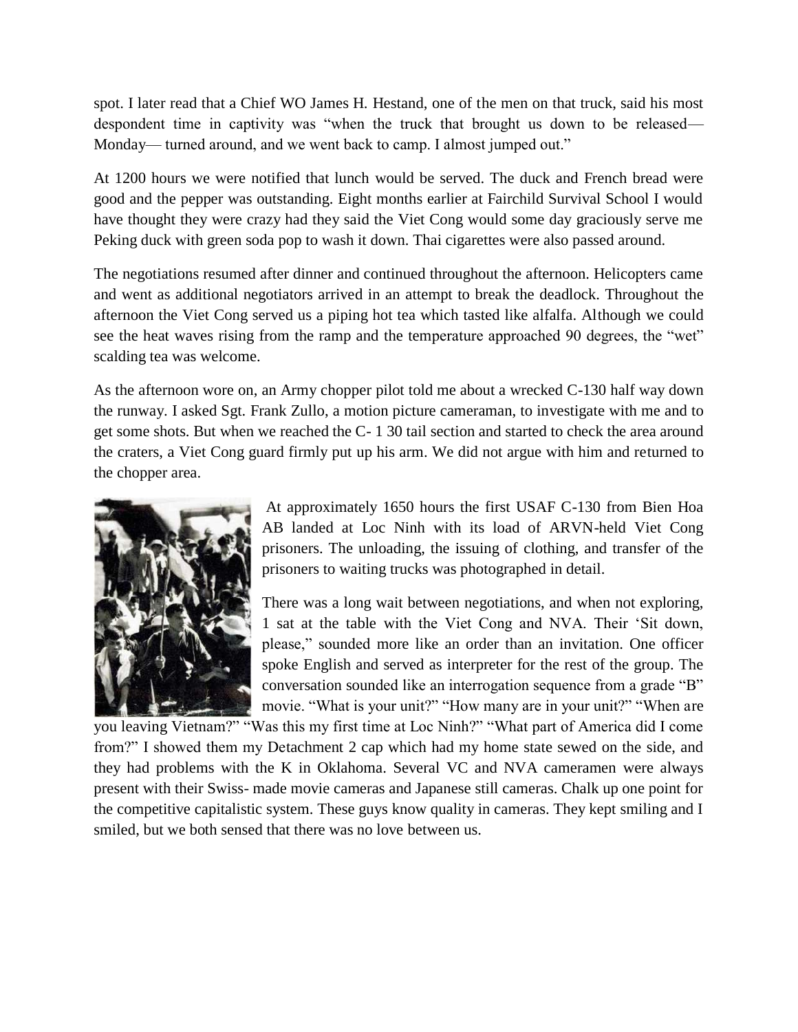spot. I later read that a Chief WO James H. Hestand, one of the men on that truck, said his most despondent time in captivity was "when the truck that brought us down to be released— Monday— turned around, and we went back to camp. I almost jumped out."

At 1200 hours we were notified that lunch would be served. The duck and French bread were good and the pepper was outstanding. Eight months earlier at Fairchild Survival School I would have thought they were crazy had they said the Viet Cong would some day graciously serve me Peking duck with green soda pop to wash it down. Thai cigarettes were also passed around.

The negotiations resumed after dinner and continued throughout the afternoon. Helicopters came and went as additional negotiators arrived in an attempt to break the deadlock. Throughout the afternoon the Viet Cong served us a piping hot tea which tasted like alfalfa. Although we could see the heat waves rising from the ramp and the temperature approached 90 degrees, the "wet" scalding tea was welcome.

As the afternoon wore on, an Army chopper pilot told me about a wrecked C-130 half way down the runway. I asked Sgt. Frank Zullo, a motion picture cameraman, to investigate with me and to get some shots. But when we reached the C- 1 30 tail section and started to check the area around the craters, a Viet Cong guard firmly put up his arm. We did not argue with him and returned to the chopper area.

At approximately 1650 hours the first USAF C-130 from Bien Hoa AB landed at Loc Ninh with its load of ARVN-held Viet Cong prisoners. The unloading, the issuing of clothing, and transfer of the prisoners to waiting trucks was photographed in detail.

There was a long wait between negotiations, and when not exploring, 1 sat at the table with the Viet Cong and NVA. Their 'Sit down, please," sounded more like an order than an invitation. One officer spoke English and served as interpreter for the rest of the group. The conversation sounded like an interrogation sequence from a grade "B" movie. "What is your unit?" "How many are in your unit?" "When are you leaving Vietnam?" "Was this my first time at Loc Ninh?" "What part of America did I come from?" I showed them my Detachment 2 cap which had my home state sewed on the side, and they had problems with the K in Oklahoma. Several VC and NVA cameramen were always present with their Swiss- made movie cameras and Japanese still cameras. Chalk up one point for the competitive capitalistic system. These guys know quality in cameras. They kept smiling and I smiled, but we both sensed that there was no love between us.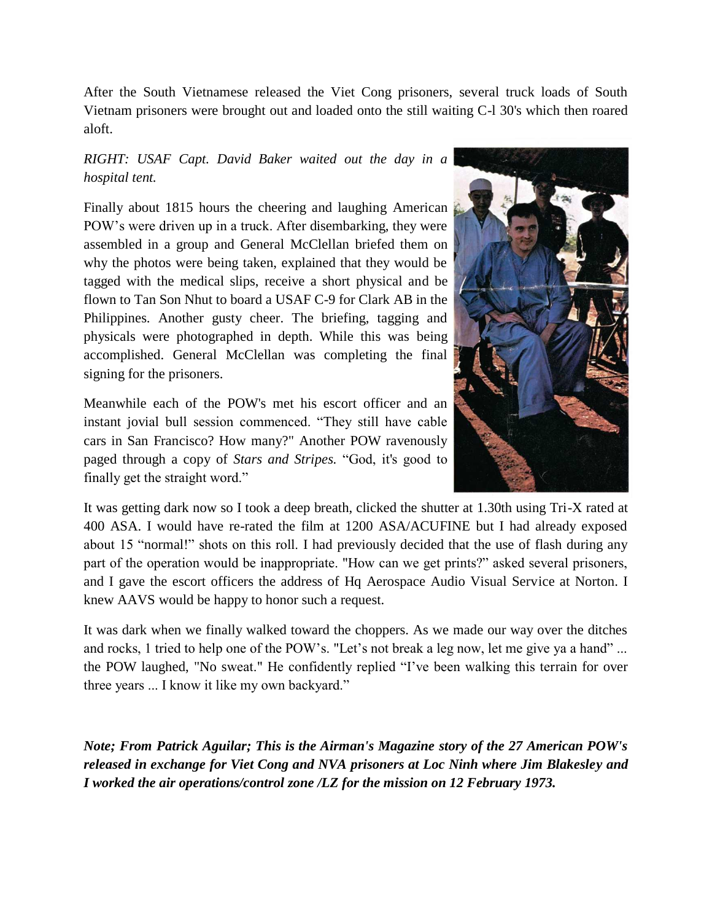After the South Vietnamese released the Viet Cong prisoners, several truck loads of South Vietnam prisoners were brought out and loaded onto the still waiting C-l 30's which then roared aloft.

*RIGHT: USAF Capt. David Baker waited out the day in a hospital tent.*

Finally about 1815 hours the cheering and laughing American POW's were driven up in a truck. After disembarking, they were assembled in a group and General McClellan briefed them on why the photos were being taken, explained that they would be tagged with the medical slips, receive a short physical and be flown to Tan Son Nhut to board a USAF C-9 for Clark AB in the Philippines. Another gusty cheer. The briefing, tagging and physicals were photographed in depth. While this was being accomplished. General McClellan was completing the final signing for the prisoners.

Meanwhile each of the POW's met his escort officer and an instant jovial bull session commenced. "They still have cable cars in San Francisco? How many?" Another POW ravenously paged through a copy of *Stars and Stripes.* "God, it's good to finally get the straight word."

It was getting dark now so I took a deep breath, clicked the shutter at 1.30th using Tri-X rated at 400 ASA. I would have re-rated the film at 1200 ASA/ACUFINE but I had already exposed about 15 "normal!" shots on this roll. I had previously decided that the use of flash during any part of the operation would be inappropriate. "How can we get prints?" asked several prisoners, and I gave the escort officers the address of Hq Aerospace Audio Visual Service at Norton. I knew AAVS would be happy to honor such a request.

It was dark when we finally walked toward the choppers. As we made our way over the ditches and rocks, 1 tried to help one of the POW's. "Let's not break a leg now, let me give ya a hand" ... the POW laughed, "No sweat." He confidently replied "I've been walking this terrain for over three years ... I know it like my own backyard."

***Note; From Patrick Aguilar; This is the Airman's Magazine story of the 27 American POW's released in exchange for Viet Cong and NVA prisoners at Loc Ninh where Jim Blakesley and I worked the air operations/control zone /LZ for the mission on 12 February 1973.***